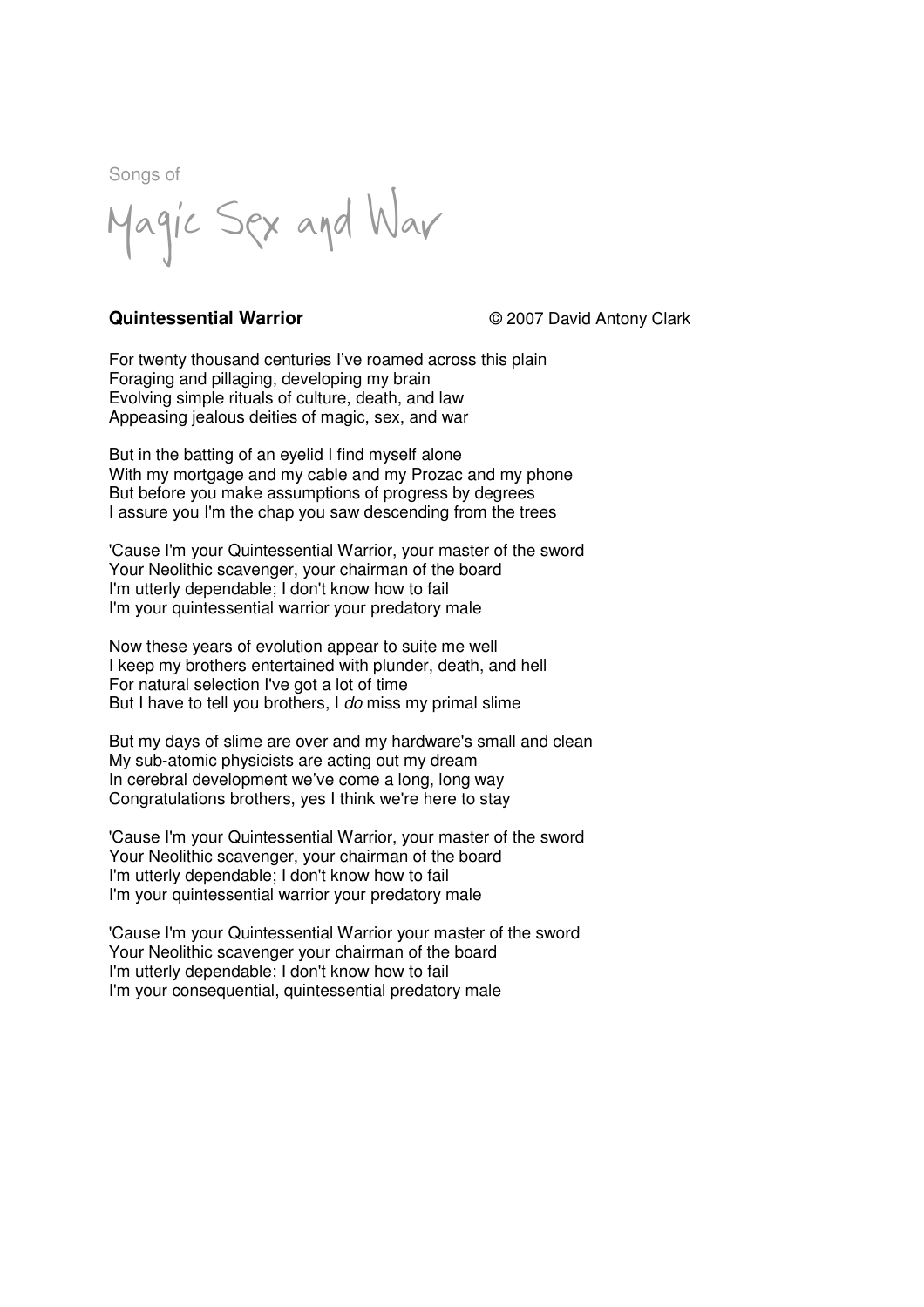Songs of

# Magic Sex and War

**Quintessential Warrior** © 2007 David Antony Clark

For twenty thousand centuries I've roamed across this plain
Foraging and pillaging, developing my brain
Evolving simple rituals of culture, death, and law
Appeasing jealous deities of magic, sex, and war

But in the batting of an eyelid I find myself alone
With my mortgage and my cable and my Prozac and my phone
But before you make assumptions of progress by degrees
I assure you I'm the chap you saw descending from the trees

'Cause I'm your Quintessential Warrior, your master of the sword
Your Neolithic scavenger, your chairman of the board
I'm utterly dependable; I don't know how to fail
I'm your quintessential warrior your predatory male

Now these years of evolution appear to suite me well
I keep my brothers entertained with plunder, death, and hell
For natural selection I've got a lot of time
But I have to tell you brothers, I *do* miss my primal slime

But my days of slime are over and my hardware's small and clean
My sub-atomic physicists are acting out my dream
In cerebral development we've come a long, long way
Congratulations brothers, yes I think we're here to stay

'Cause I'm your Quintessential Warrior, your master of the sword
Your Neolithic scavenger, your chairman of the board
I'm utterly dependable; I don't know how to fail
I'm your quintessential warrior your predatory male

'Cause I'm your Quintessential Warrior your master of the sword
Your Neolithic scavenger your chairman of the board
I'm utterly dependable; I don't know how to fail
I'm your consequential, quintessential predatory male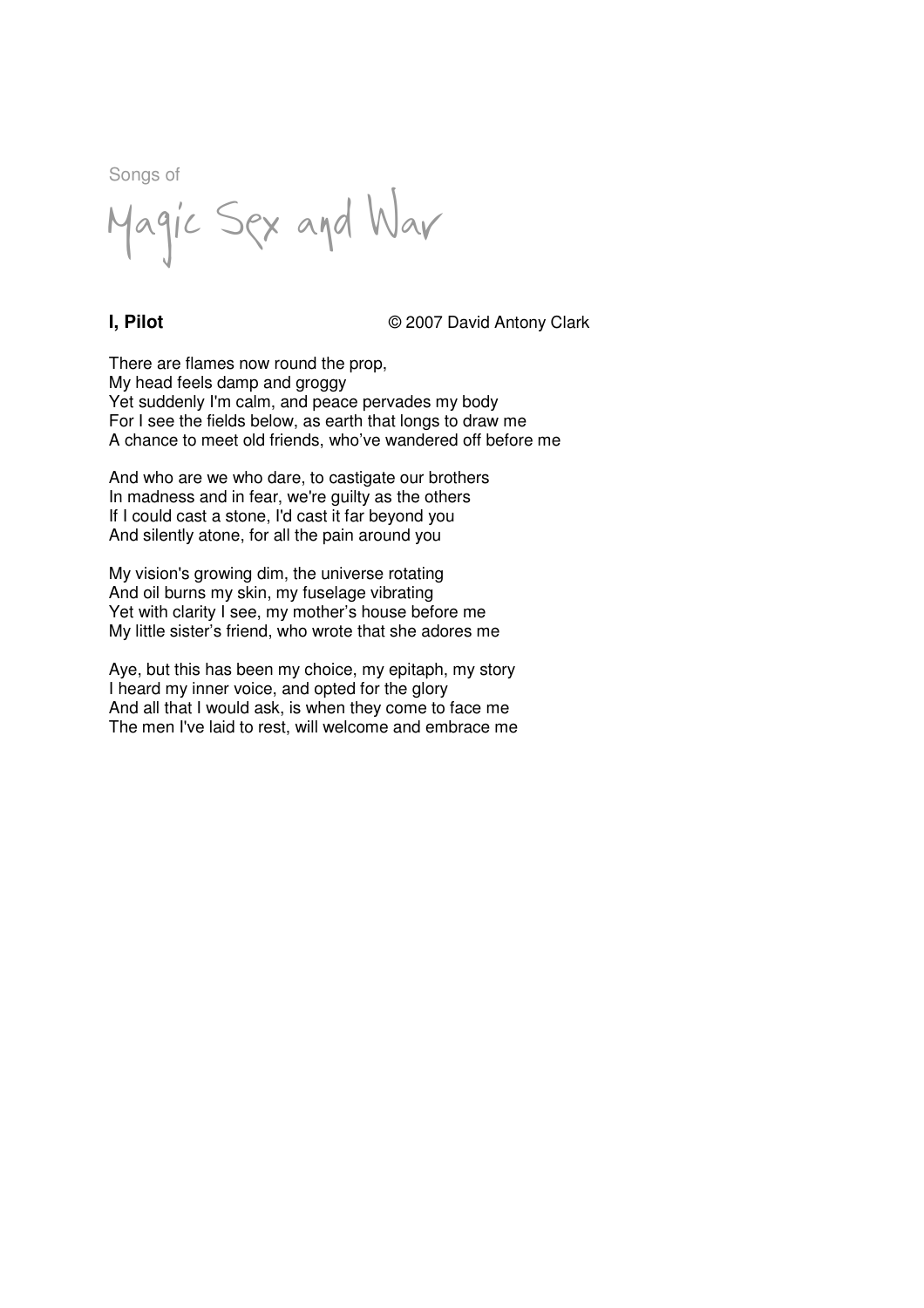Songs of

Magic Sex and War

**I, Pilot** © 2007 David Antony Clark

There are flames now round the prop,
My head feels damp and groggy
Yet suddenly I'm calm, and peace pervades my body
For I see the fields below, as earth that longs to draw me
A chance to meet old friends, who've wandered off before me

And who are we who dare, to castigate our brothers
In madness and in fear, we're guilty as the others
If I could cast a stone, I'd cast it far beyond you
And silently atone, for all the pain around you

My vision's growing dim, the universe rotating
And oil burns my skin, my fuselage vibrating
Yet with clarity I see, my mother's house before me
My little sister's friend, who wrote that she adores me

Aye, but this has been my choice, my epitaph, my story
I heard my inner voice, and opted for the glory
And all that I would ask, is when they come to face me
The men I've laid to rest, will welcome and embrace me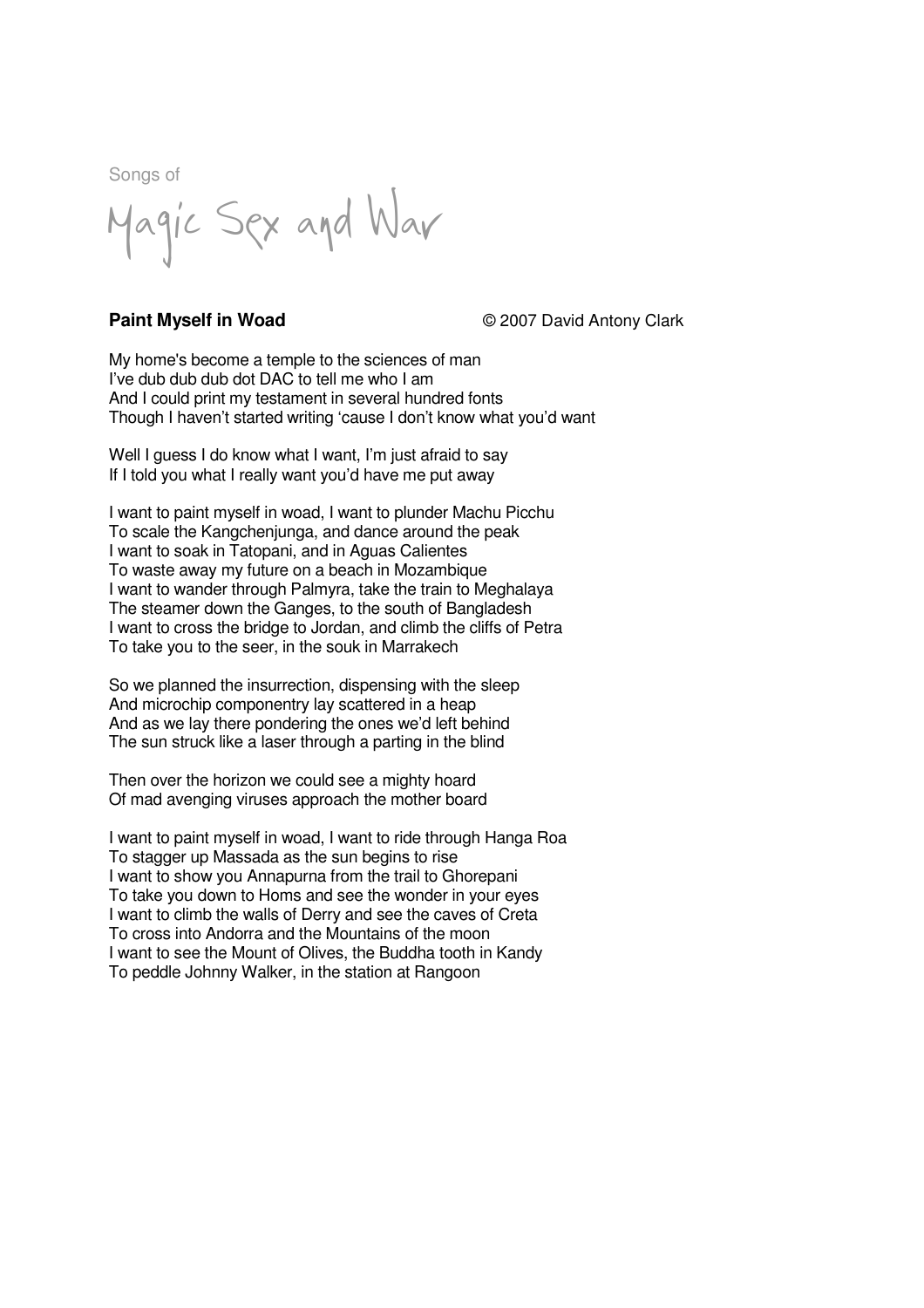Songs of

Magic Sex and War

**Paint Myself in Woad** © 2007 David Antony Clark

My home's become a temple to the sciences of man
I've dub dub dub dot DAC to tell me who I am
And I could print my testament in several hundred fonts
Though I haven't started writing 'cause I don't know what you'd want

Well I guess I do know what I want, I'm just afraid to say
If I told you what I really want you'd have me put away

I want to paint myself in woad, I want to plunder Machu Picchu
To scale the Kangchenjunga, and dance around the peak
I want to soak in Tatopani, and in Aguas Calientes
To waste away my future on a beach in Mozambique
I want to wander through Palmyra, take the train to Meghalaya
The steamer down the Ganges, to the south of Bangladesh
I want to cross the bridge to Jordan, and climb the cliffs of Petra
To take you to the seer, in the souk in Marrakech

So we planned the insurrection, dispensing with the sleep
And microchip componentry lay scattered in a heap
And as we lay there pondering the ones we'd left behind
The sun struck like a laser through a parting in the blind

Then over the horizon we could see a mighty hoard
Of mad avenging viruses approach the mother board

I want to paint myself in woad, I want to ride through Hanga Roa
To stagger up Massada as the sun begins to rise
I want to show you Annapurna from the trail to Ghorepani
To take you down to Homs and see the wonder in your eyes
I want to climb the walls of Derry and see the caves of Creta
To cross into Andorra and the Mountains of the moon
I want to see the Mount of Olives, the Buddha tooth in Kandy
To peddle Johnny Walker, in the station at Rangoon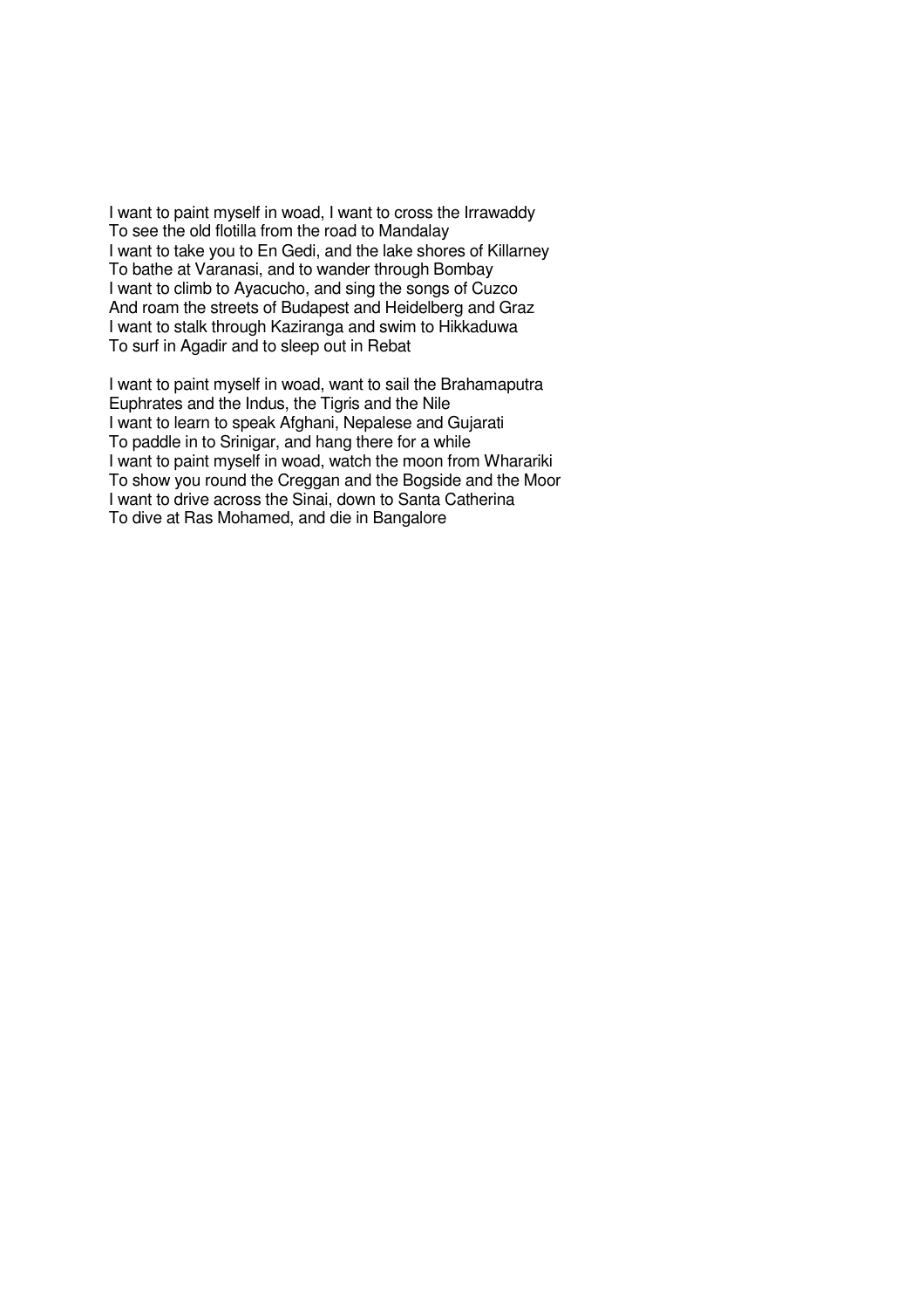I want to paint myself in woad, I want to cross the Irrawaddy  
To see the old flotilla from the road to Mandalay  
I want to take you to En Gedi, and the lake shores of Killarney  
To bathe at Varanasi, and to wander through Bombay  
I want to climb to Ayacucho, and sing the songs of Cuzco  
And roam the streets of Budapest and Heidelberg and Graz  
I want to stalk through Kaziranga and swim to Hikkaduwa  
To surf in Agadir and to sleep out in Rebat

I want to paint myself in woad, want to sail the Brahamaputra  
Euphrates and the Indus, the Tigris and the Nile  
I want to learn to speak Afghani, Nepalese and Gujarati  
To paddle in to Srinigar, and hang there for a while  
I want to paint myself in woad, watch the moon from Wharariki  
To show you round the Creggan and the Bogside and the Moor  
I want to drive across the Sinai, down to Santa Catherina  
To dive at Ras Mohamed, and die in Bangalore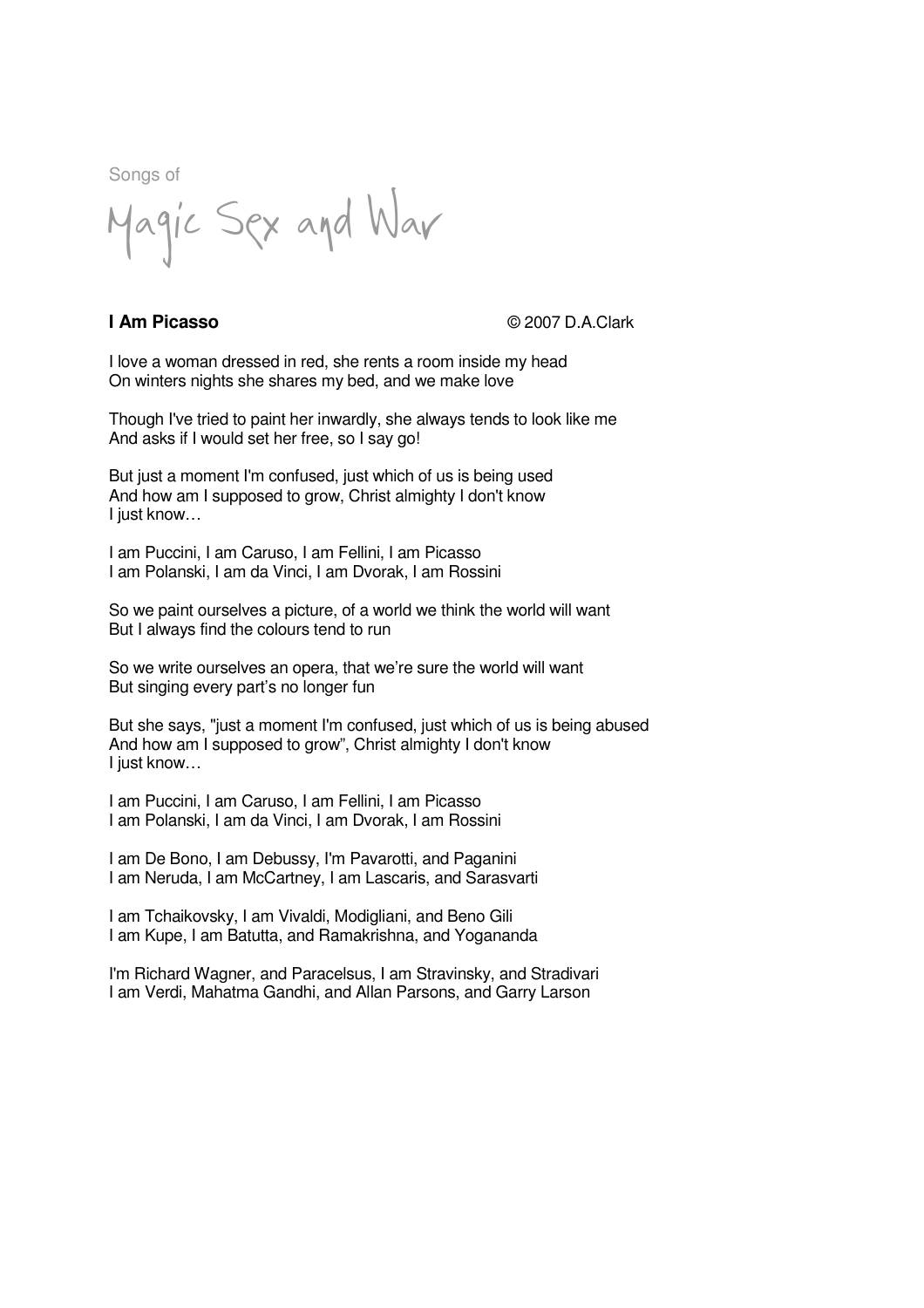Songs of

Magic Sex and War

**I Am Picasso** © 2007 D.A.Clark

I love a woman dressed in red, she rents a room inside my head
On winters nights she shares my bed, and we make love

Though I've tried to paint her inwardly, she always tends to look like me
And asks if I would set her free, so I say go!

But just a moment I'm confused, just which of us is being used
And how am I supposed to grow, Christ almighty I don't know
I just know…

I am Puccini, I am Caruso, I am Fellini, I am Picasso
I am Polanski, I am da Vinci, I am Dvorak, I am Rossini

So we paint ourselves a picture, of a world we think the world will want
But I always find the colours tend to run

So we write ourselves an opera, that we're sure the world will want
But singing every part's no longer fun

But she says, "just a moment I'm confused, just which of us is being abused
And how am I supposed to grow", Christ almighty I don't know
I just know…

I am Puccini, I am Caruso, I am Fellini, I am Picasso
I am Polanski, I am da Vinci, I am Dvorak, I am Rossini

I am De Bono, I am Debussy, I'm Pavarotti, and Paganini
I am Neruda, I am McCartney, I am Lascaris, and Sarasvarti

I am Tchaikovsky, I am Vivaldi, Modigliani, and Beno Gili
I am Kupe, I am Batutta, and Ramakrishna, and Yogananda

I'm Richard Wagner, and Paracelsus, I am Stravinsky, and Stradivari
I am Verdi, Mahatma Gandhi, and Allan Parsons, and Garry Larson